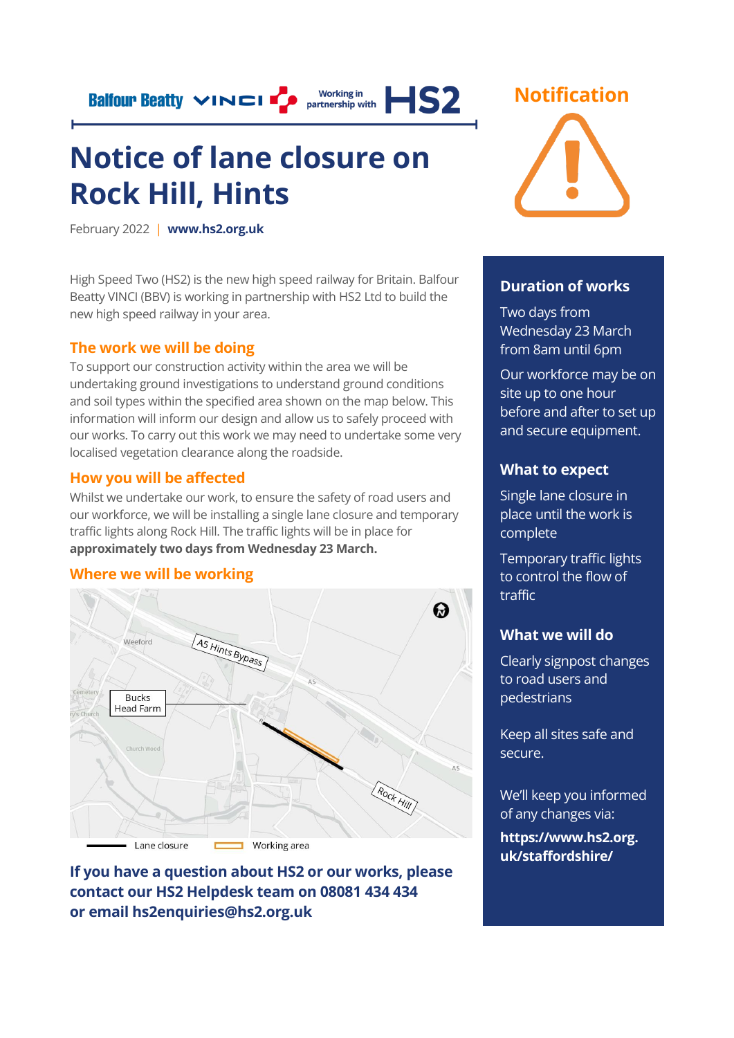Balfour Beatty VINCI Working in partnership with HS2

# Notice of lane closure on Rock Hill, Hints

February 2022 | **www.hs2.org.uk**

High Speed Two (HS2) is the new high speed railway for Britain. Balfour Beatty VINCI (BBV) is working in partnership with HS2 Ltd to build the new high speed railway in your area.

## The work we will be doing

To support our construction activity within the area we will be undertaking ground investigations to understand ground conditions and soil types within the specified area shown on the map below. This information will inform our design and allow us to safely proceed with our works. To carry out this work we may need to undertake some very localised vegetation clearance along the roadside.

## How you will be affected

Whilst we undertake our work, to ensure the safety of road users and our workforce, we will be installing a single lane closure and temporary traffic lights along Rock Hill. The traffic lights will be in place for **approximately two days from Wednesday 23 March.**

## Where we will be working

Weeford, A5 Hints Bypass, A5, Bucks Head Farm, Cemetery, Church Wood, Rock Hill

Lane closure — Working area

**If you have a question about HS2 or our works, please contact our HS2 Helpdesk team on 08081 434 434 or email hs2enquiries@hs2.org.uk**

## Notification

### Duration of works

Two days from Wednesday 23 March from 8am until 6pm

Our workforce may be on site up to one hour before and after to set up and secure equipment.

### What to expect

Single lane closure in place until the work is complete

Temporary traffic lights to control the flow of traffic

### What we will do

Clearly signpost changes to road users and pedestrians

Keep all sites safe and secure.

We'll keep you informed of any changes via:

**https://www.hs2.org.uk/staffordshire/**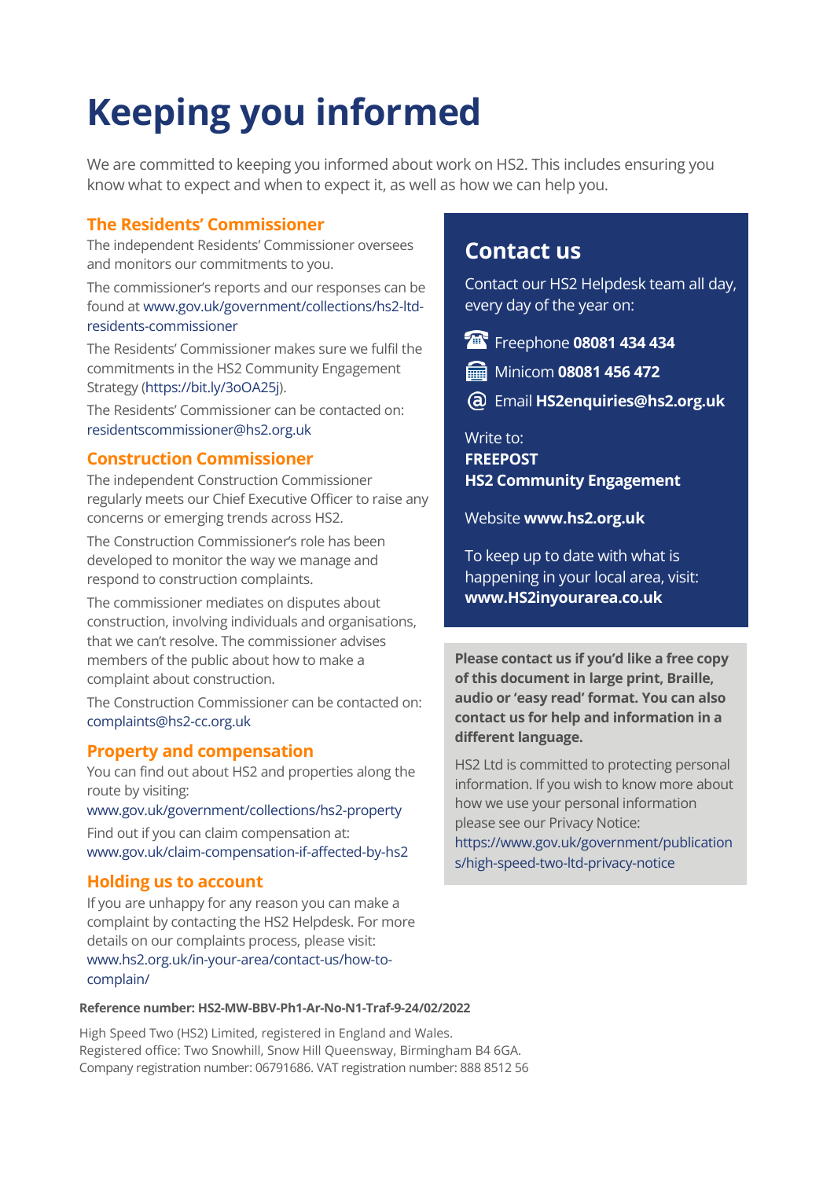# Keeping you informed

We are committed to keeping you informed about work on HS2. This includes ensuring you know what to expect and when to expect it, as well as how we can help you.

## The Residents' Commissioner

The independent Residents' Commissioner oversees and monitors our commitments to you.

The commissioner's reports and our responses can be found at www.gov.uk/government/collections/hs2-ltd-residents-commissioner

The Residents' Commissioner makes sure we fulfil the commitments in the HS2 Community Engagement Strategy (https://bit.ly/3oOA25j).

The Residents' Commissioner can be contacted on: residentscommissioner@hs2.org.uk

## Construction Commissioner

The independent Construction Commissioner regularly meets our Chief Executive Officer to raise any concerns or emerging trends across HS2.

The Construction Commissioner's role has been developed to monitor the way we manage and respond to construction complaints.

The commissioner mediates on disputes about construction, involving individuals and organisations, that we can't resolve. The commissioner advises members of the public about how to make a complaint about construction.

The Construction Commissioner can be contacted on: complaints@hs2-cc.org.uk

## Property and compensation

You can find out about HS2 and properties along the route by visiting:

www.gov.uk/government/collections/hs2-property

Find out if you can claim compensation at: www.gov.uk/claim-compensation-if-affected-by-hs2

## Holding us to account

If you are unhappy for any reason you can make a complaint by contacting the HS2 Helpdesk. For more details on our complaints process, please visit: www.hs2.org.uk/in-your-area/contact-us/how-to-complain/

## Contact us

Contact our HS2 Helpdesk team all day, every day of the year on:

- Freephone **08081 434 434**
- Minicom **08081 456 472**
- Email **HS2enquiries@hs2.org.uk**

Write to:
**FREEPOST**
**HS2 Community Engagement**

Website **www.hs2.org.uk**

To keep up to date with what is happening in your local area, visit: **www.HS2inyourarea.co.uk**

**Please contact us if you'd like a free copy of this document in large print, Braille, audio or 'easy read' format. You can also contact us for help and information in a different language.**

HS2 Ltd is committed to protecting personal information. If you wish to know more about how we use your personal information please see our Privacy Notice: https://www.gov.uk/government/publications/high-speed-two-ltd-privacy-notice

**Reference number: HS2-MW-BBV-Ph1-Ar-No-N1-Traf-9-24/02/2022**

High Speed Two (HS2) Limited, registered in England and Wales.
Registered office: Two Snowhill, Snow Hill Queensway, Birmingham B4 6GA.
Company registration number: 06791686. VAT registration number: 888 8512 56